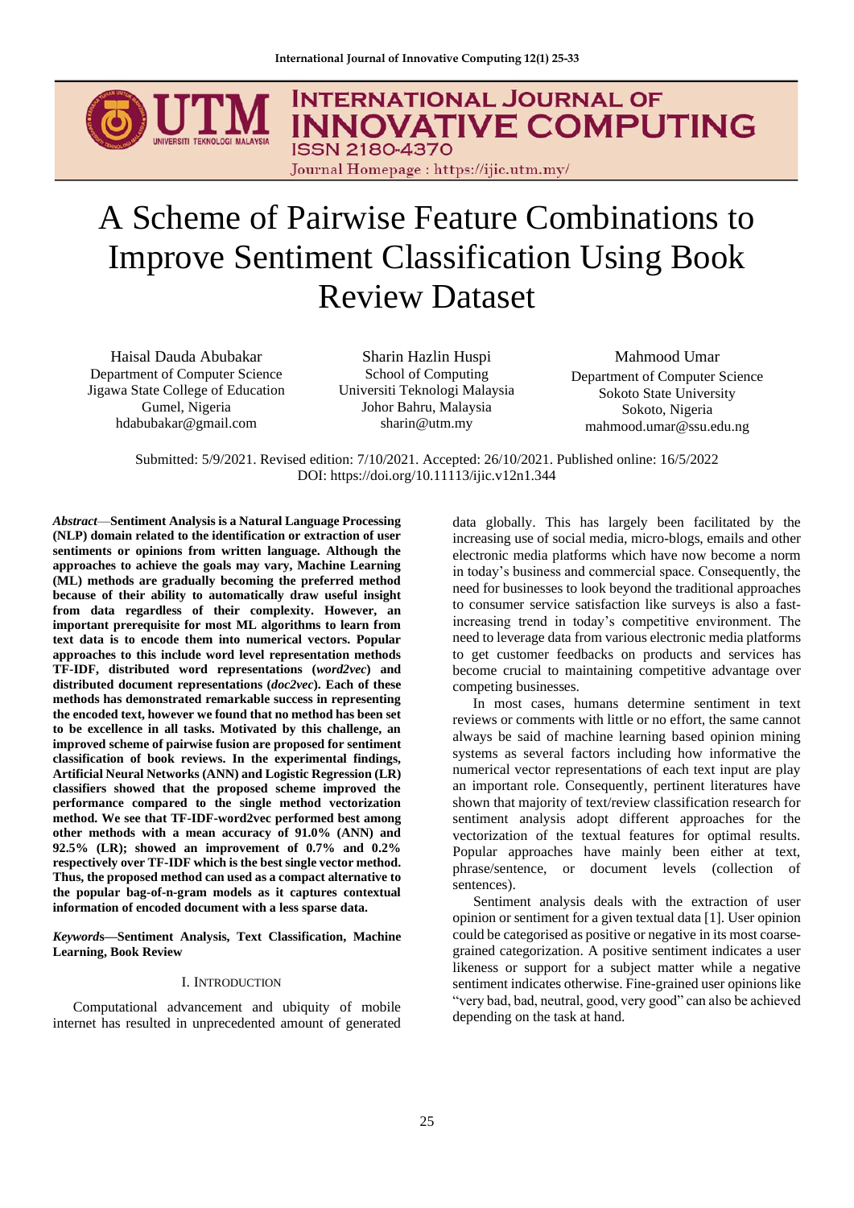# A Scheme of Pairwise Feature Combinations to Improve Sentiment Classification Using Book Review Dataset

Haisal Dauda Abubakar
Department of Computer Science
Jigawa State College of Education
Gumel, Nigeria
hdabubakar@gmail.com

Sharin Hazlin Huspi
School of Computing
Universiti Teknologi Malaysia
Johor Bahru, Malaysia
sharin@utm.my

Mahmood Umar
Department of Computer Science
Sokoto State University
Sokoto, Nigeria
mahmood.umar@ssu.edu.ng

Submitted: 5/9/2021. Revised edition: 7/10/2021. Accepted: 26/10/2021. Published online: 16/5/2022
DOI: https://doi.org/10.11113/ijic.v12n1.344

***Abstract*—Sentiment Analysis is a Natural Language Processing (NLP) domain related to the identification or extraction of user sentiments or opinions from written language. Although the approaches to achieve the goals may vary, Machine Learning (ML) methods are gradually becoming the preferred method because of their ability to automatically draw useful insight from data regardless of their complexity. However, an important prerequisite for most ML algorithms to learn from text data is to encode them into numerical vectors. Popular approaches to this include word level representation methods TF-IDF, distributed word representations (*word2vec*) and distributed document representations (*doc2vec*). Each of these methods has demonstrated remarkable success in representing the encoded text, however we found that no method has been set to be excellence in all tasks. Motivated by this challenge, an improved scheme of pairwise fusion are proposed for sentiment classification of book reviews. In the experimental findings, Artificial Neural Networks (ANN) and Logistic Regression (LR) classifiers showed that the proposed scheme improved the performance compared to the single method vectorization method. We see that TF-IDF-word2vec performed best among other methods with a mean accuracy of 91.0% (ANN) and 92.5% (LR); showed an improvement of 0.7% and 0.2% respectively over TF-IDF which is the best single vector method. Thus, the proposed method can used as a compact alternative to the popular bag-of-n-gram models as it captures contextual information of encoded document with a less sparse data.**

***Keywords*—Sentiment Analysis, Text Classification, Machine Learning, Book Review**

## I. INTRODUCTION

Computational advancement and ubiquity of mobile internet has resulted in unprecedented amount of generated data globally. This has largely been facilitated by the increasing use of social media, micro-blogs, emails and other electronic media platforms which have now become a norm in today's business and commercial space. Consequently, the need for businesses to look beyond the traditional approaches to consumer service satisfaction like surveys is also a fast-increasing trend in today's competitive environment. The need to leverage data from various electronic media platforms to get customer feedbacks on products and services has become crucial to maintaining competitive advantage over competing businesses.

In most cases, humans determine sentiment in text reviews or comments with little or no effort, the same cannot always be said of machine learning based opinion mining systems as several factors including how informative the numerical vector representations of each text input are play an important role. Consequently, pertinent literatures have shown that majority of text/review classification research for sentiment analysis adopt different approaches for the vectorization of the textual features for optimal results. Popular approaches have mainly been either at text, phrase/sentence, or document levels (collection of sentences).

Sentiment analysis deals with the extraction of user opinion or sentiment for a given textual data [1]. User opinion could be categorised as positive or negative in its most coarse-grained categorization. A positive sentiment indicates a user likeness or support for a subject matter while a negative sentiment indicates otherwise. Fine-grained user opinions like "very bad, bad, neutral, good, very good" can also be achieved depending on the task at hand.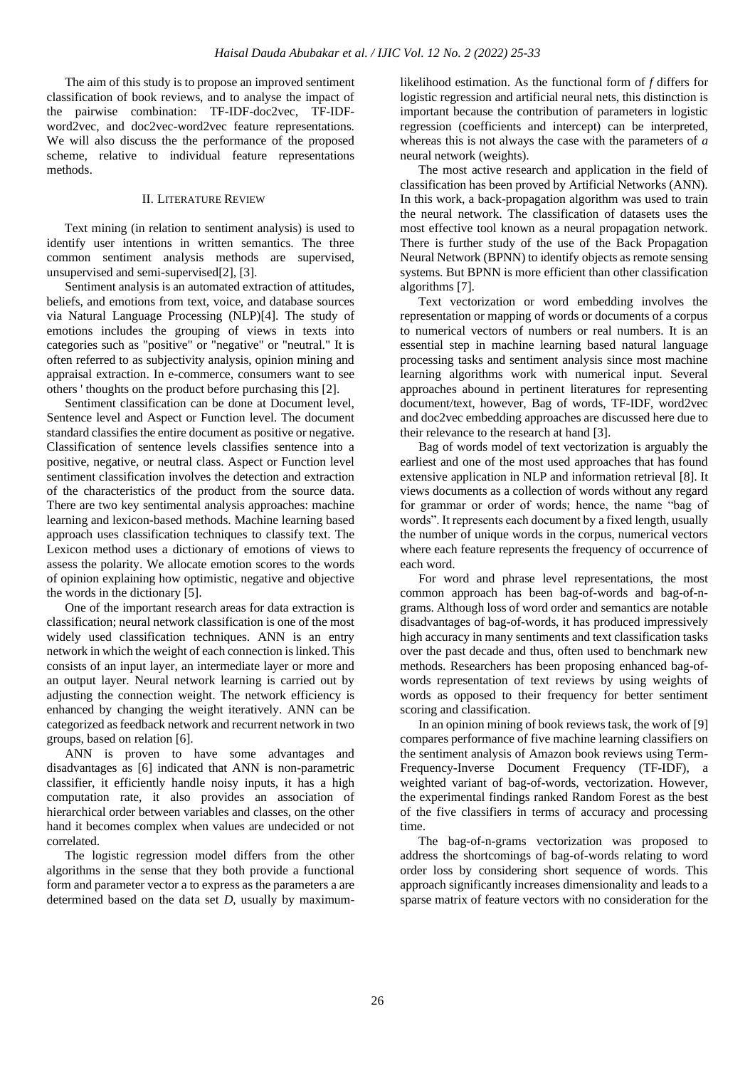The aim of this study is to propose an improved sentiment classification of book reviews, and to analyse the impact of the pairwise combination: TF-IDF-doc2vec, TF-IDF-word2vec, and doc2vec-word2vec feature representations. We will also discuss the the performance of the proposed scheme, relative to individual feature representations methods.

## II. Literature Review

Text mining (in relation to sentiment analysis) is used to identify user intentions in written semantics. The three common sentiment analysis methods are supervised, unsupervised and semi-supervised[2], [3].

Sentiment analysis is an automated extraction of attitudes, beliefs, and emotions from text, voice, and database sources via Natural Language Processing (NLP)[4]. The study of emotions includes the grouping of views in texts into categories such as "positive" or "negative" or "neutral." It is often referred to as subjectivity analysis, opinion mining and appraisal extraction. In e-commerce, consumers want to see others ' thoughts on the product before purchasing this [2].

Sentiment classification can be done at Document level, Sentence level and Aspect or Function level. The document standard classifies the entire document as positive or negative. Classification of sentence levels classifies sentence into a positive, negative, or neutral class. Aspect or Function level sentiment classification involves the detection and extraction of the characteristics of the product from the source data. There are two key sentimental analysis approaches: machine learning and lexicon-based methods. Machine learning based approach uses classification techniques to classify text. The Lexicon method uses a dictionary of emotions of views to assess the polarity. We allocate emotion scores to the words of opinion explaining how optimistic, negative and objective the words in the dictionary [5].

One of the important research areas for data extraction is classification; neural network classification is one of the most widely used classification techniques. ANN is an entry network in which the weight of each connection is linked. This consists of an input layer, an intermediate layer or more and an output layer. Neural network learning is carried out by adjusting the connection weight. The network efficiency is enhanced by changing the weight iteratively. ANN can be categorized as feedback network and recurrent network in two groups, based on relation [6].

ANN is proven to have some advantages and disadvantages as [6] indicated that ANN is non-parametric classifier, it efficiently handle noisy inputs, it has a high computation rate, it also provides an association of hierarchical order between variables and classes, on the other hand it becomes complex when values are undecided or not correlated.

The logistic regression model differs from the other algorithms in the sense that they both provide a functional form and parameter vector a to express as the parameters a are determined based on the data set $D$, usually by maximum-likelihood estimation. As the functional form of $f$ differs for logistic regression and artificial neural nets, this distinction is important because the contribution of parameters in logistic regression (coefficients and intercept) can be interpreted, whereas this is not always the case with the parameters of *a* neural network (weights).

The most active research and application in the field of classification has been proved by Artificial Networks (ANN). In this work, a back-propagation algorithm was used to train the neural network. The classification of datasets uses the most effective tool known as a neural propagation network. There is further study of the use of the Back Propagation Neural Network (BPNN) to identify objects as remote sensing systems. But BPNN is more efficient than other classification algorithms [7].

Text vectorization or word embedding involves the representation or mapping of words or documents of a corpus to numerical vectors of numbers or real numbers. It is an essential step in machine learning based natural language processing tasks and sentiment analysis since most machine learning algorithms work with numerical input. Several approaches abound in pertinent literatures for representing document/text, however, Bag of words, TF-IDF, word2vec and doc2vec embedding approaches are discussed here due to their relevance to the research at hand [3].

Bag of words model of text vectorization is arguably the earliest and one of the most used approaches that has found extensive application in NLP and information retrieval [8]. It views documents as a collection of words without any regard for grammar or order of words; hence, the name "bag of words". It represents each document by a fixed length, usually the number of unique words in the corpus, numerical vectors where each feature represents the frequency of occurrence of each word.

For word and phrase level representations, the most common approach has been bag-of-words and bag-of-n-grams. Although loss of word order and semantics are notable disadvantages of bag-of-words, it has produced impressively high accuracy in many sentiments and text classification tasks over the past decade and thus, often used to benchmark new methods. Researchers has been proposing enhanced bag-of-words representation of text reviews by using weights of words as opposed to their frequency for better sentiment scoring and classification.

In an opinion mining of book reviews task, the work of [9] compares performance of five machine learning classifiers on the sentiment analysis of Amazon book reviews using Term-Frequency-Inverse Document Frequency (TF-IDF), a weighted variant of bag-of-words, vectorization. However, the experimental findings ranked Random Forest as the best of the five classifiers in terms of accuracy and processing time.

The bag-of-n-grams vectorization was proposed to address the shortcomings of bag-of-words relating to word order loss by considering short sequence of words. This approach significantly increases dimensionality and leads to a sparse matrix of feature vectors with no consideration for the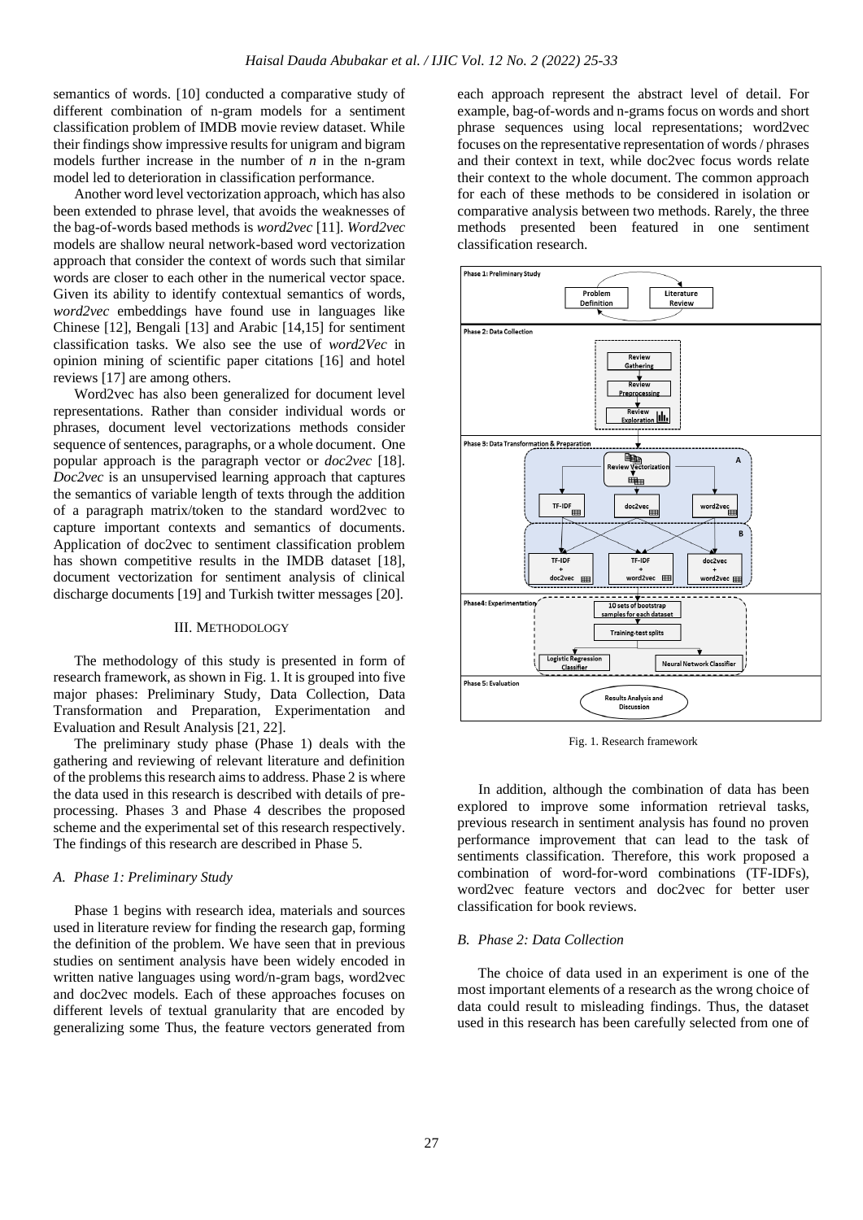semantics of words. [10] conducted a comparative study of different combination of n-gram models for a sentiment classification problem of IMDB movie review dataset. While their findings show impressive results for unigram and bigram models further increase in the number of *n* in the n-gram model led to deterioration in classification performance.

Another word level vectorization approach, which has also been extended to phrase level, that avoids the weaknesses of the bag-of-words based methods is *word2vec* [11]. *Word2vec* models are shallow neural network-based word vectorization approach that consider the context of words such that similar words are closer to each other in the numerical vector space. Given its ability to identify contextual semantics of words, *word2vec* embeddings have found use in languages like Chinese [12], Bengali [13] and Arabic [14,15] for sentiment classification tasks. We also see the use of *word2Vec* in opinion mining of scientific paper citations [16] and hotel reviews [17] are among others.

Word2vec has also been generalized for document level representations. Rather than consider individual words or phrases, document level vectorizations methods consider sequence of sentences, paragraphs, or a whole document. One popular approach is the paragraph vector or *doc2vec* [18]. *Doc2vec* is an unsupervised learning approach that captures the semantics of variable length of texts through the addition of a paragraph matrix/token to the standard word2vec to capture important contexts and semantics of documents. Application of doc2vec to sentiment classification problem has shown competitive results in the IMDB dataset [18], document vectorization for sentiment analysis of clinical discharge documents [19] and Turkish twitter messages [20].

## III. Methodology

The methodology of this study is presented in form of research framework, as shown in Fig. 1. It is grouped into five major phases: Preliminary Study, Data Collection, Data Transformation and Preparation, Experimentation and Evaluation and Result Analysis [21, 22].

The preliminary study phase (Phase 1) deals with the gathering and reviewing of relevant literature and definition of the problems this research aims to address. Phase 2 is where the data used in this research is described with details of pre-processing. Phases 3 and Phase 4 describes the proposed scheme and the experimental set of this research respectively. The findings of this research are described in Phase 5.

### *A. Phase 1: Preliminary Study*

Phase 1 begins with research idea, materials and sources used in literature review for finding the research gap, forming the definition of the problem. We have seen that in previous studies on sentiment analysis have been widely encoded in written native languages using word/n-gram bags, word2vec and doc2vec models. Each of these approaches focuses on different levels of textual granularity that are encoded by generalizing some Thus, the feature vectors generated from each approach represent the abstract level of detail. For example, bag-of-words and n-grams focus on words and short phrase sequences using local representations; word2vec focuses on the representative representation of words / phrases and their context in text, while doc2vec focus words relate their context to the whole document. The common approach for each of these methods to be considered in isolation or comparative analysis between two methods. Rarely, the three methods presented been featured in one sentiment classification research.

Fig. 1. Research framework

In addition, although the combination of data has been explored to improve some information retrieval tasks, previous research in sentiment analysis has found no proven performance improvement that can lead to the task of sentiments classification. Therefore, this work proposed a combination of word-for-word combinations (TF-IDFs), word2vec feature vectors and doc2vec for better user classification for book reviews.

### *B. Phase 2: Data Collection*

The choice of data used in an experiment is one of the most important elements of a research as the wrong choice of data could result to misleading findings. Thus, the dataset used in this research has been carefully selected from one of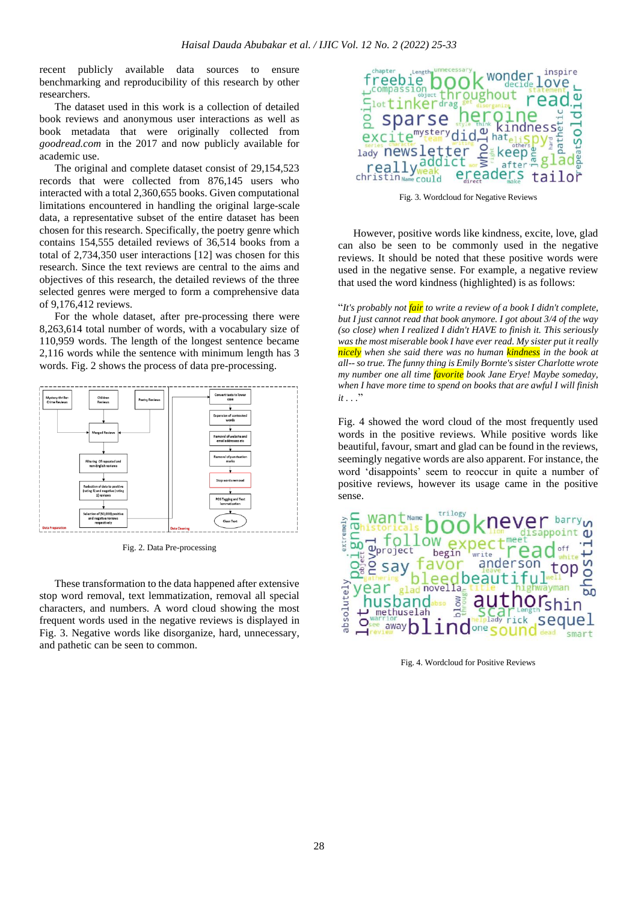recent publicly available data sources to ensure benchmarking and reproducibility of this research by other researchers.

The dataset used in this work is a collection of detailed book reviews and anonymous user interactions as well as book metadata that were originally collected from *goodread.com* in the 2017 and now publicly available for academic use.

The original and complete dataset consist of 29,154,523 records that were collected from 876,145 users who interacted with a total 2,360,655 books. Given computational limitations encountered in handling the original large-scale data, a representative subset of the entire dataset has been chosen for this research. Specifically, the poetry genre which contains 154,555 detailed reviews of 36,514 books from a total of 2,734,350 user interactions [12] was chosen for this research. Since the text reviews are central to the aims and objectives of this research, the detailed reviews of the three selected genres were merged to form a comprehensive data of 9,176,412 reviews.

For the whole dataset, after pre-processing there were 8,263,614 total number of words, with a vocabulary size of 110,959 words. The length of the longest sentence became 2,116 words while the sentence with minimum length has 3 words. Fig. 2 shows the process of data pre-processing.

Fig. 2. Data Pre-processing

These transformation to the data happened after extensive stop word removal, text lemmatization, removal all special characters, and numbers. A word cloud showing the most frequent words used in the negative reviews is displayed in Fig. 3. Negative words like disorganize, hard, unnecessary, and pathetic can be seen to common.

Fig. 3. Wordcloud for Negative Reviews

However, positive words like kindness, excite, love, glad can also be seen to be commonly used in the negative reviews. It should be noted that these positive words were used in the negative sense. For example, a negative review that used the word kindness (highlighted) is as follows:

"*It's probably not fair to write a review of a book I didn't complete, but I just cannot read that book anymore. I got about 3/4 of the way (so close) when I realized I didn't HAVE to finish it. This seriously was the most miserable book I have ever read. My sister put it really nicely when she said there was no human kindness in the book at all-- so true. The funny thing is Emily Bornte's sister Charlotte wrote my number one all time favorite book Jane Erye! Maybe someday, when I have more time to spend on books that are awful I will finish it . . .*"

Fig. 4 showed the word cloud of the most frequently used words in the positive reviews. While positive words like beautiful, favour, smart and glad can be found in the reviews, seemingly negative words are also apparent. For instance, the word 'disappoints' seem to reoccur in quite a number of positive reviews, however its usage came in the positive sense.

Fig. 4. Wordcloud for Positive Reviews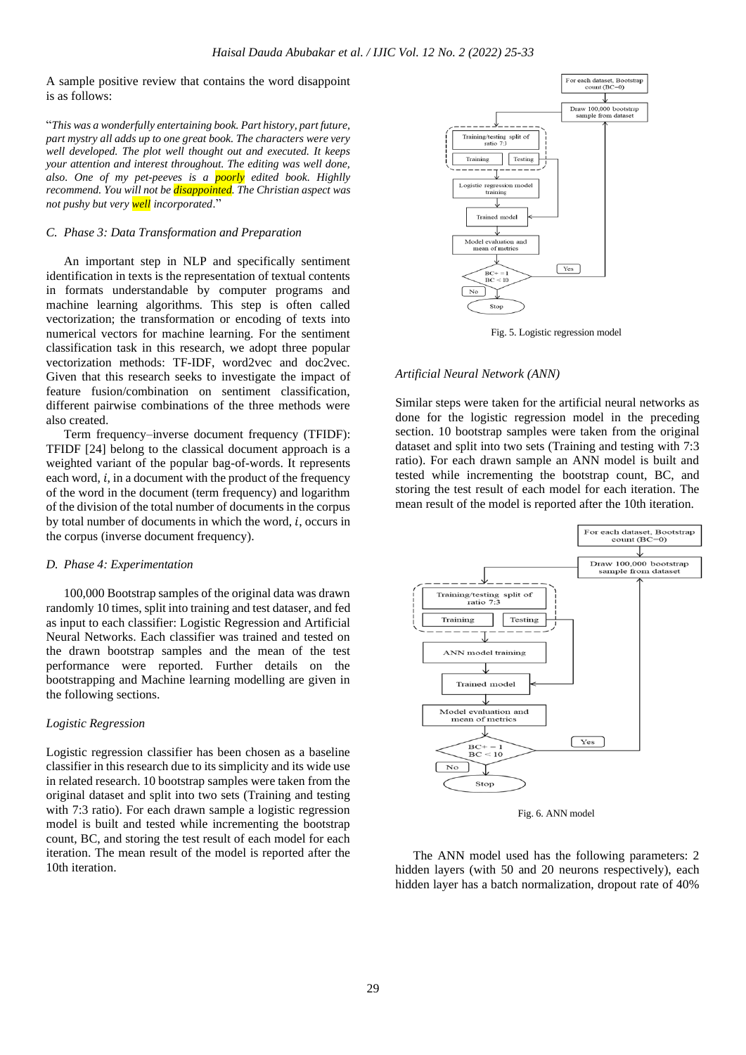A sample positive review that contains the word disappoint is as follows:

"*This was a wonderfully entertaining book. Part history, part future, part mystry all adds up to one great book. The characters were very well developed. The plot well thought out and executed. It keeps your attention and interest throughout. The editing was well done, also. One of my pet-peeves is a poorly edited book. Highly recommend. You will not be disappointed. The Christian aspect was not pushy but very well incorporated*."

### C. Phase 3: Data Transformation and Preparation

An important step in NLP and specifically sentiment identification in texts is the representation of textual contents in formats understandable by computer programs and machine learning algorithms. This step is often called vectorization; the transformation or encoding of texts into numerical vectors for machine learning. For the sentiment classification task in this research, we adopt three popular vectorization methods: TF-IDF, word2vec and doc2vec. Given that this research seeks to investigate the impact of feature fusion/combination on sentiment classification, different pairwise combinations of the three methods were also created.

Term frequency–inverse document frequency (TFIDF): TFIDF [24] belong to the classical document approach is a weighted variant of the popular bag-of-words. It represents each word, $i$, in a document with the product of the frequency of the word in the document (term frequency) and logarithm of the division of the total number of documents in the corpus by total number of documents in which the word, $i$, occurs in the corpus (inverse document frequency).

### D. Phase 4: Experimentation

100,000 Bootstrap samples of the original data was drawn randomly 10 times, split into training and test dataser, and fed as input to each classifier: Logistic Regression and Artificial Neural Networks. Each classifier was trained and tested on the drawn bootstrap samples and the mean of the test performance were reported. Further details on the bootstrapping and Machine learning modelling are given in the following sections.

*Logistic Regression*

Logistic regression classifier has been chosen as a baseline classifier in this research due to its simplicity and its wide use in related research. 10 bootstrap samples were taken from the original dataset and split into two sets (Training and testing with 7:3 ratio). For each drawn sample a logistic regression model is built and tested while incrementing the bootstrap count, BC, and storing the test result of each model for each iteration. The mean result of the model is reported after the 10th iteration.

Fig. 5. Logistic regression model

*Artificial Neural Network (ANN)*

Similar steps were taken for the artificial neural networks as done for the logistic regression model in the preceding section. 10 bootstrap samples were taken from the original dataset and split into two sets (Training and testing with 7:3 ratio). For each drawn sample an ANN model is built and tested while incrementing the bootstrap count, BC, and storing the test result of each model for each iteration. The mean result of the model is reported after the 10th iteration.

Fig. 6. ANN model

The ANN model used has the following parameters: 2 hidden layers (with 50 and 20 neurons respectively), each hidden layer has a batch normalization, dropout rate of 40%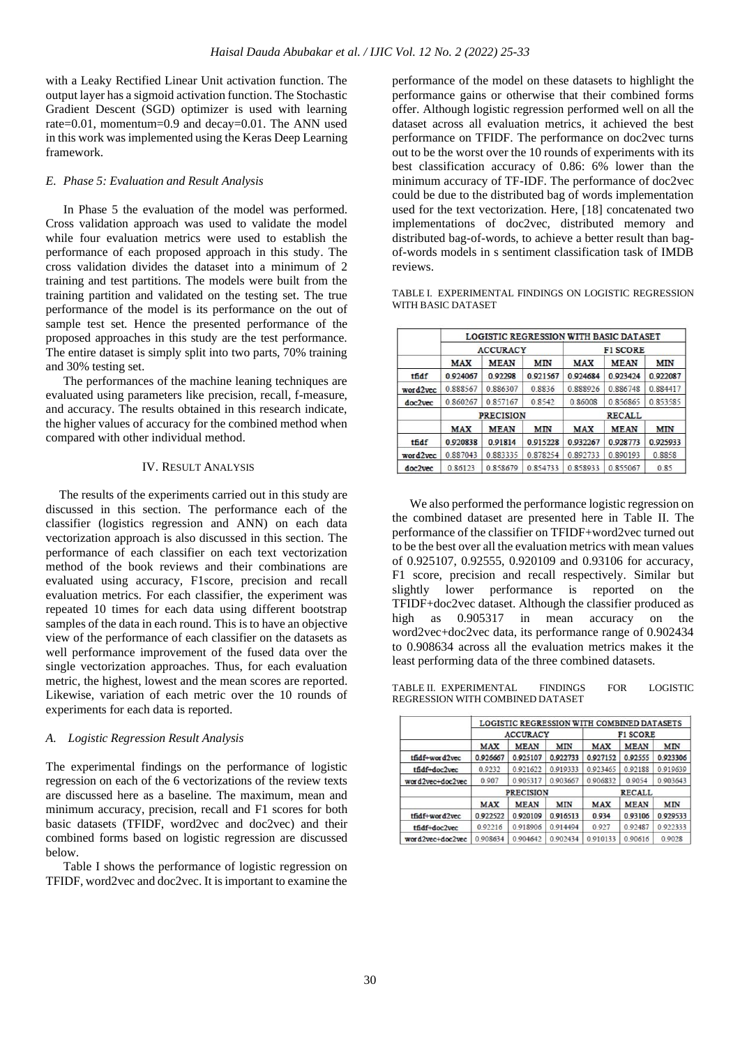with a Leaky Rectified Linear Unit activation function. The output layer has a sigmoid activation function. The Stochastic Gradient Descent (SGD) optimizer is used with learning rate=0.01, momentum=0.9 and decay=0.01. The ANN used in this work was implemented using the Keras Deep Learning framework.

### *E. Phase 5: Evaluation and Result Analysis*

In Phase 5 the evaluation of the model was performed. Cross validation approach was used to validate the model while four evaluation metrics were used to establish the performance of each proposed approach in this study. The cross validation divides the dataset into a minimum of 2 training and test partitions. The models were built from the training partition and validated on the testing set. The true performance of the model is its performance on the out of sample test set. Hence the presented performance of the proposed approaches in this study are the test performance. The entire dataset is simply split into two parts, 70% training and 30% testing set.

The performances of the machine leaning techniques are evaluated using parameters like precision, recall, f-measure, and accuracy. The results obtained in this research indicate, the higher values of accuracy for the combined method when compared with other individual method.

## IV. Result Analysis

The results of the experiments carried out in this study are discussed in this section. The performance each of the classifier (logistics regression and ANN) on each data vectorization approach is also discussed in this section. The performance of each classifier on each text vectorization method of the book reviews and their combinations are evaluated using accuracy, F1score, precision and recall evaluation metrics. For each classifier, the experiment was repeated 10 times for each data using different bootstrap samples of the data in each round. This is to have an objective view of the performance of each classifier on the datasets as well performance improvement of the fused data over the single vectorization approaches. Thus, for each evaluation metric, the highest, lowest and the mean scores are reported. Likewise, variation of each metric over the 10 rounds of experiments for each data is reported.

### *A. Logistic Regression Result Analysis*

The experimental findings on the performance of logistic regression on each of the 6 vectorizations of the review texts are discussed here as a baseline. The maximum, mean and minimum accuracy, precision, recall and F1 scores for both basic datasets (TFIDF, word2vec and doc2vec) and their combined forms based on logistic regression are discussed below.

Table I shows the performance of logistic regression on TFIDF, word2vec and doc2vec. It is important to examine the performance of the model on these datasets to highlight the performance gains or otherwise that their combined forms offer. Although logistic regression performed well on all the dataset across all evaluation metrics, it achieved the best performance on TFIDF. The performance on doc2vec turns out to be the worst over the 10 rounds of experiments with its best classification accuracy of 0.86: 6% lower than the minimum accuracy of TF-IDF. The performance of doc2vec could be due to the distributed bag of words implementation used for the text vectorization. Here, [18] concatenated two implementations of doc2vec, distributed memory and distributed bag-of-words, to achieve a better result than bag-of-words models in s sentiment classification task of IMDB reviews.

TABLE I. EXPERIMENTAL FINDINGS ON LOGISTIC REGRESSION WITH BASIC DATASET

| | LOGISTIC REGRESSION WITH BASIC DATASET | | | | | |
|---|---|---|---|---|---|---|
| | ACCURACY | | | F1 SCORE | | |
| | MAX | MEAN | MIN | MAX | MEAN | MIN |
| tfidf | 0.924067 | 0.92298 | 0.921567 | 0.924684 | 0.923424 | 0.922087 |
| word2vec | 0.888567 | 0.886307 | 0.8836 | 0.888926 | 0.886748 | 0.884417 |
| doc2vec | 0.860267 | 0.857167 | 0.8542 | 0.86008 | 0.856865 | 0.853585 |
| | PRECISION | | | RECALL | | |
| | MAX | MEAN | MIN | MAX | MEAN | MIN |
| tfidf | 0.920838 | 0.91814 | 0.915228 | 0.932267 | 0.928773 | 0.925933 |
| word2vec | 0.887043 | 0.883335 | 0.878254 | 0.892733 | 0.890193 | 0.8858 |
| doc2vec | 0.86123 | 0.858679 | 0.854733 | 0.858933 | 0.855067 | 0.85 |

We also performed the performance logistic regression on the combined dataset are presented here in Table II. The performance of the classifier on TFIDF+word2vec turned out to be the best over all the evaluation metrics with mean values of 0.925107, 0.92555, 0.920109 and 0.93106 for accuracy, F1 score, precision and recall respectively. Similar but slightly lower performance is reported on the TFIDF+doc2vec dataset. Although the classifier produced as high as 0.905317 in mean accuracy on the word2vec+doc2vec data, its performance range of 0.902434 to 0.908634 across all the evaluation metrics makes it the least performing data of the three combined datasets.

TABLE II. EXPERIMENTAL FINDINGS FOR LOGISTIC REGRESSION WITH COMBINED DATASET

| | LOGISTIC REGRESSION WITH COMBINED DATASETS | | | | | |
|---|---|---|---|---|---|---|
| | ACCURACY | | | F1 SCORE | | |
| | MAX | MEAN | MIN | MAX | MEAN | MIN |
| tfidf+word2vec | 0.926667 | 0.925107 | 0.922733 | 0.927152 | 0.92555 | 0.923306 |
| tfidf+doc2vec | 0.9232 | 0.921622 | 0.919333 | 0.923465 | 0.92188 | 0.919639 |
| word2vec+doc2vec | 0.907 | 0.905317 | 0.903667 | 0.906832 | 0.9054 | 0.903643 |
| | PRECISION | | | RECALL | | |
| | MAX | MEAN | MIN | MAX | MEAN | MIN |
| tfidf+word2vec | 0.922522 | 0.920109 | 0.916513 | 0.934 | 0.93106 | 0.929533 |
| tfidf+doc2vec | 0.92216 | 0.918906 | 0.914494 | 0.927 | 0.92487 | 0.922333 |
| word2vec+doc2vec | 0.908634 | 0.904642 | 0.902434 | 0.910133 | 0.90616 | 0.9028 |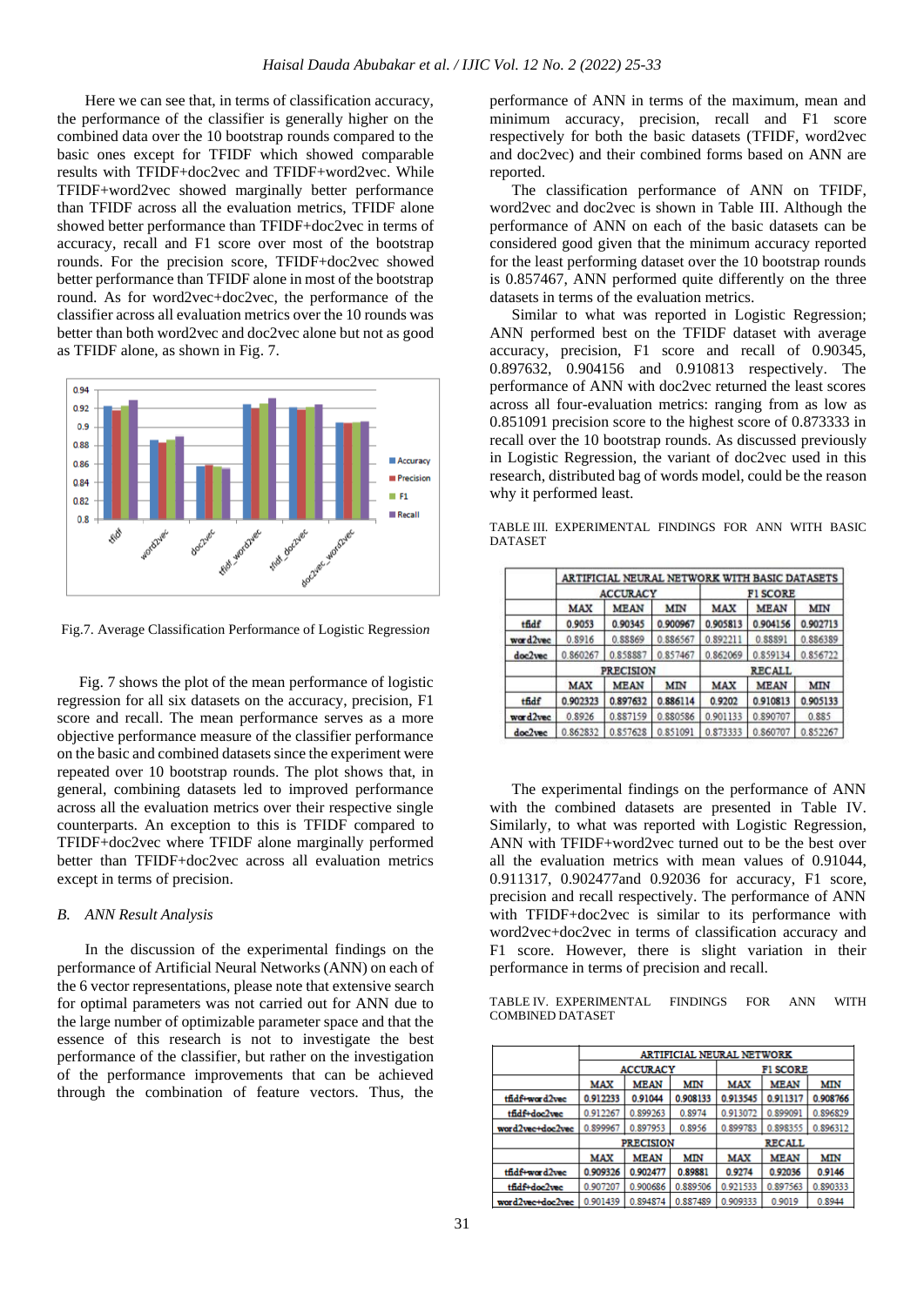Here we can see that, in terms of classification accuracy, the performance of the classifier is generally higher on the combined data over the 10 bootstrap rounds compared to the basic ones except for TFIDF which showed comparable results with TFIDF+doc2vec and TFIDF+word2vec. While TFIDF+word2vec showed marginally better performance than TFIDF across all the evaluation metrics, TFIDF alone showed better performance than TFIDF+doc2vec in terms of accuracy, recall and F1 score over most of the bootstrap rounds. For the precision score, TFIDF+doc2vec showed better performance than TFIDF alone in most of the bootstrap round. As for word2vec+doc2vec, the performance of the classifier across all evaluation metrics over the 10 rounds was better than both word2vec and doc2vec alone but not as good as TFIDF alone, as shown in Fig. 7.

Fig.7. Average Classification Performance of Logistic Regression

Fig. 7 shows the plot of the mean performance of logistic regression for all six datasets on the accuracy, precision, F1 score and recall. The mean performance serves as a more objective performance measure of the classifier performance on the basic and combined datasets since the experiment were repeated over 10 bootstrap rounds. The plot shows that, in general, combining datasets led to improved performance across all the evaluation metrics over their respective single counterparts. An exception to this is TFIDF compared to TFIDF+doc2vec where TFIDF alone marginally performed better than TFIDF+doc2vec across all evaluation metrics except in terms of precision.

### *B. ANN Result Analysis*

In the discussion of the experimental findings on the performance of Artificial Neural Networks (ANN) on each of the 6 vector representations, please note that extensive search for optimal parameters was not carried out for ANN due to the large number of optimizable parameter space and that the essence of this research is not to investigate the best performance of the classifier, but rather on the investigation of the performance improvements that can be achieved through the combination of feature vectors. Thus, the performance of ANN in terms of the maximum, mean and minimum accuracy, precision, recall and F1 score respectively for both the basic datasets (TFIDF, word2vec and doc2vec) and their combined forms based on ANN are reported.

The classification performance of ANN on TFIDF, word2vec and doc2vec is shown in Table III. Although the performance of ANN on each of the basic datasets can be considered good given that the minimum accuracy reported for the least performing dataset over the 10 bootstrap rounds is 0.857467, ANN performed quite differently on the three datasets in terms of the evaluation metrics.

Similar to what was reported in Logistic Regression; ANN performed best on the TFIDF dataset with average accuracy, precision, F1 score and recall of 0.90345, 0.897632, 0.904156 and 0.910813 respectively. The performance of ANN with doc2vec returned the least scores across all four-evaluation metrics: ranging from as low as 0.851091 precision score to the highest score of 0.873333 in recall over the 10 bootstrap rounds. As discussed previously in Logistic Regression, the variant of doc2vec used in this research, distributed bag of words model, could be the reason why it performed least.

TABLE III. EXPERIMENTAL FINDINGS FOR ANN WITH BASIC DATASET

| | ARTIFICIAL NEURAL NETWORK WITH BASIC DATASETS | | | | | |
|---|---|---|---|---|---|---|
| | ACCURACY | | | F1 SCORE | | |
| | MAX | MEAN | MIN | MAX | MEAN | MIN |
| tfidf | 0.9053 | 0.90345 | 0.900967 | 0.905813 | 0.904156 | 0.902713 |
| word2vec | 0.8916 | 0.88869 | 0.886567 | 0.892211 | 0.88891 | 0.886389 |
| doc2vec | 0.860267 | 0.858887 | 0.857467 | 0.862069 | 0.859134 | 0.856722 |
| | PRECISION | | | RECALL | | |
| | MAX | MEAN | MIN | MAX | MEAN | MIN |
| tfidf | 0.902323 | 0.897632 | 0.886114 | 0.9202 | 0.910813 | 0.905133 |
| word2vec | 0.8926 | 0.887159 | 0.880586 | 0.901133 | 0.890707 | 0.885 |
| doc2vec | 0.862832 | 0.857628 | 0.851091 | 0.873333 | 0.860707 | 0.852267 |

The experimental findings on the performance of ANN with the combined datasets are presented in Table IV. Similarly, to what was reported with Logistic Regression, ANN with TFIDF+word2vec turned out to be the best over all the evaluation metrics with mean values of 0.91044, 0.911317, 0.902477and 0.92036 for accuracy, F1 score, precision and recall respectively. The performance of ANN with TFIDF+doc2vec is similar to its performance with word2vec+doc2vec in terms of classification accuracy and F1 score. However, there is slight variation in their performance in terms of precision and recall.

TABLE IV. EXPERIMENTAL FINDINGS FOR ANN WITH COMBINED DATASET

| | ARTIFICIAL NEURAL NETWORK | | | | | |
|---|---|---|---|---|---|---|
| | ACCURACY | | | F1 SCORE | | |
| | MAX | MEAN | MIN | MAX | MEAN | MIN |
| tfidf+word2vec | 0.912233 | 0.91044 | 0.908133 | 0.913545 | 0.911317 | 0.908766 |
| tfidf+doc2vec | 0.912267 | 0.899263 | 0.8974 | 0.913072 | 0.899091 | 0.896829 |
| word2vec+doc2vec | 0.899967 | 0.897953 | 0.8956 | 0.899783 | 0.898355 | 0.896312 |
| | PRECISION | | | RECALL | | |
| | MAX | MEAN | MIN | MAX | MEAN | MIN |
| tfidf+word2vec | 0.909326 | 0.902477 | 0.89881 | 0.9274 | 0.92036 | 0.9146 |
| tfidf+doc2vec | 0.907207 | 0.900686 | 0.889506 | 0.921533 | 0.897563 | 0.890333 |
| word2vec+doc2vec | 0.901439 | 0.894874 | 0.887489 | 0.909333 | 0.9019 | 0.8944 |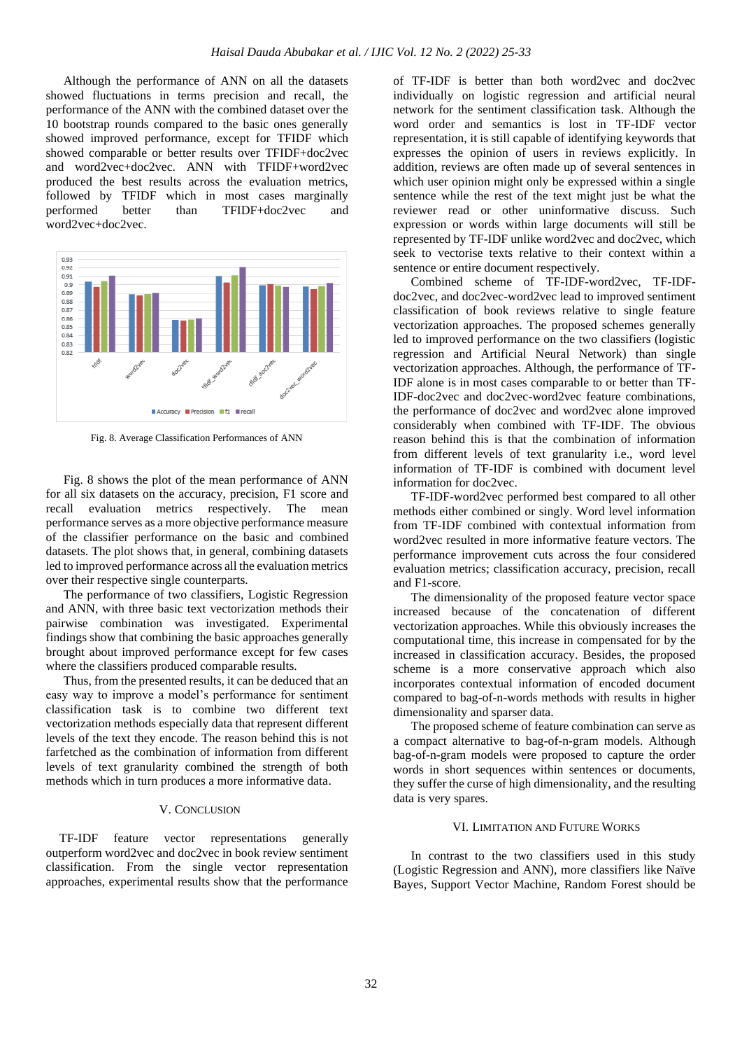Although the performance of ANN on all the datasets showed fluctuations in terms precision and recall, the performance of the ANN with the combined dataset over the 10 bootstrap rounds compared to the basic ones generally showed improved performance, except for TFIDF which showed comparable or better results over TFIDF+doc2vec and word2vec+doc2vec. ANN with TFIDF+word2vec produced the best results across the evaluation metrics, followed by TFIDF which in most cases marginally performed better than TFIDF+doc2vec and word2vec+doc2vec.

Fig. 8. Average Classification Performances of ANN

Fig. 8 shows the plot of the mean performance of ANN for all six datasets on the accuracy, precision, F1 score and recall evaluation metrics respectively. The mean performance serves as a more objective performance measure of the classifier performance on the basic and combined datasets. The plot shows that, in general, combining datasets led to improved performance across all the evaluation metrics over their respective single counterparts.

The performance of two classifiers, Logistic Regression and ANN, with three basic text vectorization methods their pairwise combination was investigated. Experimental findings show that combining the basic approaches generally brought about improved performance except for few cases where the classifiers produced comparable results.

Thus, from the presented results, it can be deduced that an easy way to improve a model's performance for sentiment classification task is to combine two different text vectorization methods especially data that represent different levels of the text they encode. The reason behind this is not farfetched as the combination of information from different levels of text granularity combined the strength of both methods which in turn produces a more informative data.

## V. Conclusion

TF-IDF feature vector representations generally outperform word2vec and doc2vec in book review sentiment classification. From the single vector representation approaches, experimental results show that the performance of TF-IDF is better than both word2vec and doc2vec individually on logistic regression and artificial neural network for the sentiment classification task. Although the word order and semantics is lost in TF-IDF vector representation, it is still capable of identifying keywords that expresses the opinion of users in reviews explicitly. In addition, reviews are often made up of several sentences in which user opinion might only be expressed within a single sentence while the rest of the text might just be what the reviewer read or other uninformative discuss. Such expression or words within large documents will still be represented by TF-IDF unlike word2vec and doc2vec, which seek to vectorise texts relative to their context within a sentence or entire document respectively.

Combined scheme of TF-IDF-word2vec, TF-IDF-doc2vec, and doc2vec-word2vec lead to improved sentiment classification of book reviews relative to single feature vectorization approaches. The proposed schemes generally led to improved performance on the two classifiers (logistic regression and Artificial Neural Network) than single vectorization approaches. Although, the performance of TF-IDF alone is in most cases comparable to or better than TF-IDF-doc2vec and doc2vec-word2vec feature combinations, the performance of doc2vec and word2vec alone improved considerably when combined with TF-IDF. The obvious reason behind this is that the combination of information from different levels of text granularity i.e., word level information of TF-IDF is combined with document level information for doc2vec.

TF-IDF-word2vec performed best compared to all other methods either combined or singly. Word level information from TF-IDF combined with contextual information from word2vec resulted in more informative feature vectors. The performance improvement cuts across the four considered evaluation metrics; classification accuracy, precision, recall and F1-score.

The dimensionality of the proposed feature vector space increased because of the concatenation of different vectorization approaches. While this obviously increases the computational time, this increase in compensated for by the increased in classification accuracy. Besides, the proposed scheme is a more conservative approach which also incorporates contextual information of encoded document compared to bag-of-n-words methods with results in higher dimensionality and sparser data.

The proposed scheme of feature combination can serve as a compact alternative to bag-of-n-gram models. Although bag-of-n-gram models were proposed to capture the order words in short sequences within sentences or documents, they suffer the curse of high dimensionality, and the resulting data is very spares.

## VI. Limitation and Future Works

In contrast to the two classifiers used in this study (Logistic Regression and ANN), more classifiers like Naïve Bayes, Support Vector Machine, Random Forest should be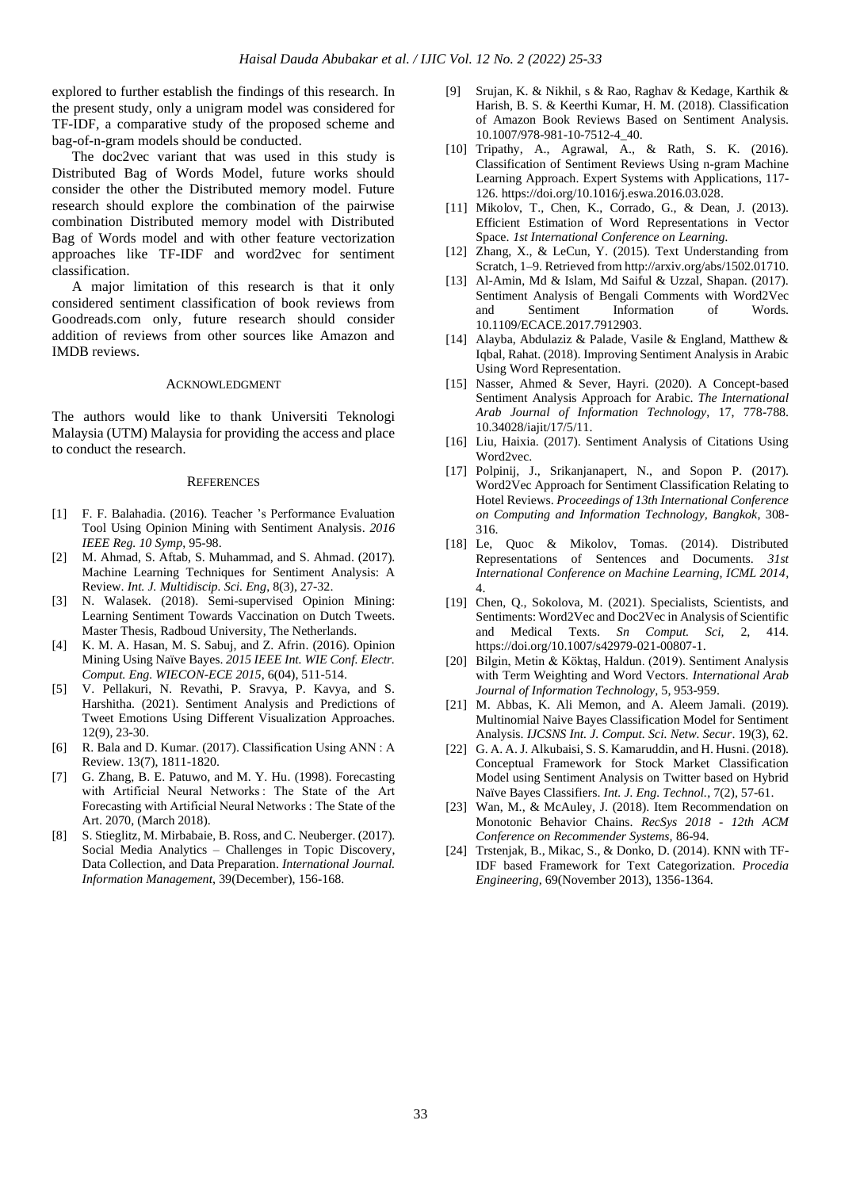explored to further establish the findings of this research. In the present study, only a unigram model was considered for TF-IDF, a comparative study of the proposed scheme and bag-of-n-gram models should be conducted.

The doc2vec variant that was used in this study is Distributed Bag of Words Model, future works should consider the other the Distributed memory model. Future research should explore the combination of the pairwise combination Distributed memory model with Distributed Bag of Words model and with other feature vectorization approaches like TF-IDF and word2vec for sentiment classification.

A major limitation of this research is that it only considered sentiment classification of book reviews from Goodreads.com only, future research should consider addition of reviews from other sources like Amazon and IMDB reviews.

## Acknowledgment

The authors would like to thank Universiti Teknologi Malaysia (UTM) Malaysia for providing the access and place to conduct the research.

## References

[1] F. F. Balahadia. (2016). Teacher 's Performance Evaluation Tool Using Opinion Mining with Sentiment Analysis. *2016 IEEE Reg. 10 Symp*, 95-98.

[2] M. Ahmad, S. Aftab, S. Muhammad, and S. Ahmad. (2017). Machine Learning Techniques for Sentiment Analysis: A Review. *Int. J. Multidiscip. Sci. Eng*, 8(3), 27-32.

[3] N. Walasek. (2018). Semi-supervised Opinion Mining: Learning Sentiment Towards Vaccination on Dutch Tweets. Master Thesis, Radboud University, The Netherlands.

[4] K. M. A. Hasan, M. S. Sabuj, and Z. Afrin. (2016). Opinion Mining Using Naïve Bayes. *2015 IEEE Int. WIE Conf. Electr. Comput. Eng. WIECON-ECE 2015*, 6(04), 511-514.

[5] V. Pellakuri, N. Revathi, P. Sravya, P. Kavya, and S. Harshitha. (2021). Sentiment Analysis and Predictions of Tweet Emotions Using Different Visualization Approaches. 12(9), 23-30.

[6] R. Bala and D. Kumar. (2017). Classification Using ANN : A Review. 13(7), 1811-1820.

[7] G. Zhang, B. E. Patuwo, and M. Y. Hu. (1998). Forecasting with Artificial Neural Networks : The State of the Art Forecasting with Artificial Neural Networks : The State of the Art. 2070, (March 2018).

[8] S. Stieglitz, M. Mirbabaie, B. Ross, and C. Neuberger. (2017). Social Media Analytics – Challenges in Topic Discovery, Data Collection, and Data Preparation. *International Journal. Information Management*, 39(December), 156-168.

[9] Srujan, K. & Nikhil, s & Rao, Raghav & Kedage, Karthik & Harish, B. S. & Keerthi Kumar, H. M. (2018). Classification of Amazon Book Reviews Based on Sentiment Analysis. 10.1007/978-981-10-7512-4_40.

[10] Tripathy, A., Agrawal, A., & Rath, S. K. (2016). Classification of Sentiment Reviews Using n-gram Machine Learning Approach. Expert Systems with Applications, 117-126. https://doi.org/10.1016/j.eswa.2016.03.028.

[11] Mikolov, T., Chen, K., Corrado, G., & Dean, J. (2013). Efficient Estimation of Word Representations in Vector Space. *1st International Conference on Learning.*

[12] Zhang, X., & LeCun, Y. (2015). Text Understanding from Scratch, 1–9. Retrieved from http://arxiv.org/abs/1502.01710.

[13] Al-Amin, Md & Islam, Md Saiful & Uzzal, Shapan. (2017). Sentiment Analysis of Bengali Comments with Word2Vec and Sentiment Information of Words. 10.1109/ECACE.2017.7912903.

[14] Alayba, Abdulaziz & Palade, Vasile & England, Matthew & Iqbal, Rahat. (2018). Improving Sentiment Analysis in Arabic Using Word Representation.

[15] Nasser, Ahmed & Sever, Hayri. (2020). A Concept-based Sentiment Analysis Approach for Arabic. *The International Arab Journal of Information Technology*, 17, 778-788. 10.34028/iajit/17/5/11.

[16] Liu, Haixia. (2017). Sentiment Analysis of Citations Using Word2vec.

[17] Polpinij, J., Srikanjanapert, N., and Sopon P. (2017). Word2Vec Approach for Sentiment Classification Relating to Hotel Reviews. *Proceedings of 13th International Conference on Computing and Information Technology, Bangkok*, 308-316.

[18] Le, Quoc & Mikolov, Tomas. (2014). Distributed Representations of Sentences and Documents. *31st International Conference on Machine Learning, ICML 2014*, 4.

[19] Chen, Q., Sokolova, M. (2021). Specialists, Scientists, and Sentiments: Word2Vec and Doc2Vec in Analysis of Scientific and Medical Texts. *Sn Comput. Sci,* 2, 414. https://doi.org/10.1007/s42979-021-00807-1.

[20] Bilgin, Metin & Köktaş, Haldun. (2019). Sentiment Analysis with Term Weighting and Word Vectors. *International Arab Journal of Information Technology*, 5, 953-959.

[21] M. Abbas, K. Ali Memon, and A. Aleem Jamali. (2019). Multinomial Naive Bayes Classification Model for Sentiment Analysis. *IJCSNS Int. J. Comput. Sci. Netw. Secur*. 19(3), 62.

[22] G. A. A. J. Alkubaisi, S. S. Kamaruddin, and H. Husni. (2018). Conceptual Framework for Stock Market Classification Model using Sentiment Analysis on Twitter based on Hybrid Naïve Bayes Classifiers. *Int. J. Eng. Technol.*, 7(2), 57-61.

[23] Wan, M., & McAuley, J. (2018). Item Recommendation on Monotonic Behavior Chains. *RecSys 2018 - 12th ACM Conference on Recommender Systems*, 86-94.

[24] Trstenjak, B., Mikac, S., & Donko, D. (2014). KNN with TF-IDF based Framework for Text Categorization. *Procedia Engineering*, 69(November 2013), 1356-1364.